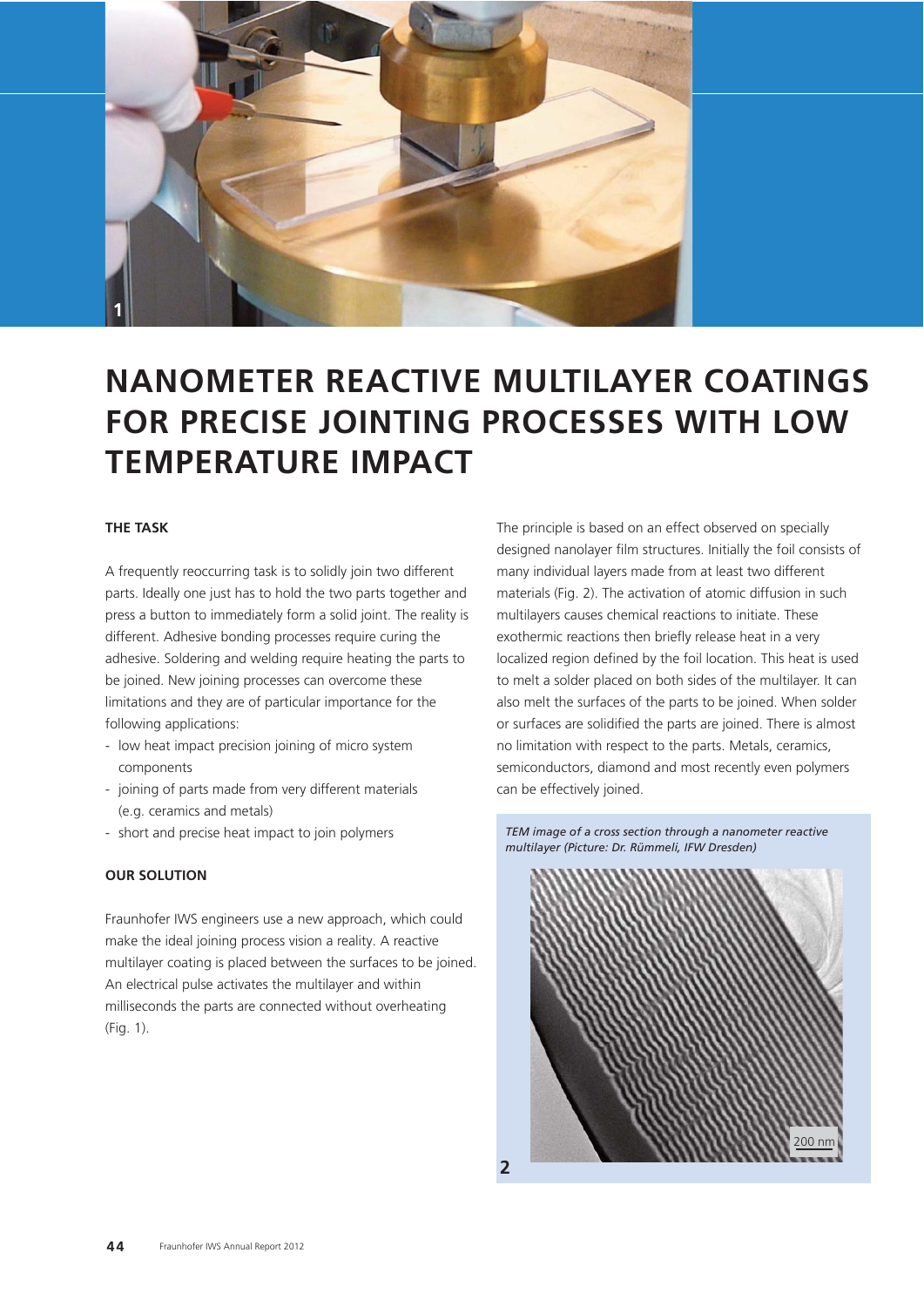# NANOMETER REACTIVE MULTILAYER COATINGS FOR PRECISE JOINTING PROCESSES WITH LOW TEMPERATURE IMPACT

## THE TASK

A frequently reoccurring task is to solidly join two different parts. Ideally one just has to hold the two parts together and press a button to immediately form a solid joint. The reality is different. Adhesive bonding processes require curing the adhesive. Soldering and welding require heating the parts to be joined. New joining processes can overcome these limitations and they are of particular importance for the following applications:

- low heat impact precision joining of micro system components
- joining of parts made from very different materials (e.g. ceramics and metals)
- short and precise heat impact to join polymers

## OUR SOLUTION

Fraunhofer IWS engineers use a new approach, which could make the ideal joining process vision a reality. A reactive multilayer coating is placed between the surfaces to be joined. An electrical pulse activates the multilayer and within milliseconds the parts are connected without overheating (Fig. 1).

The principle is based on an effect observed on specially designed nanolayer film structures. Initially the foil consists of many individual layers made from at least two different materials (Fig. 2). The activation of atomic diffusion in such multilayers causes chemical reactions to initiate. These exothermic reactions then briefly release heat in a very localized region defined by the foil location. This heat is used to melt a solder placed on both sides of the multilayer. It can also melt the surfaces of the parts to be joined. When solder or surfaces are solidified the parts are joined. There is almost no limitation with respect to the parts. Metals, ceramics, semiconductors, diamond and most recently even polymers can be effectively joined.

*TEM image of a cross section through a nanometer reactive multilayer (Picture: Dr. Rümmeli, IFW Dresden)*

2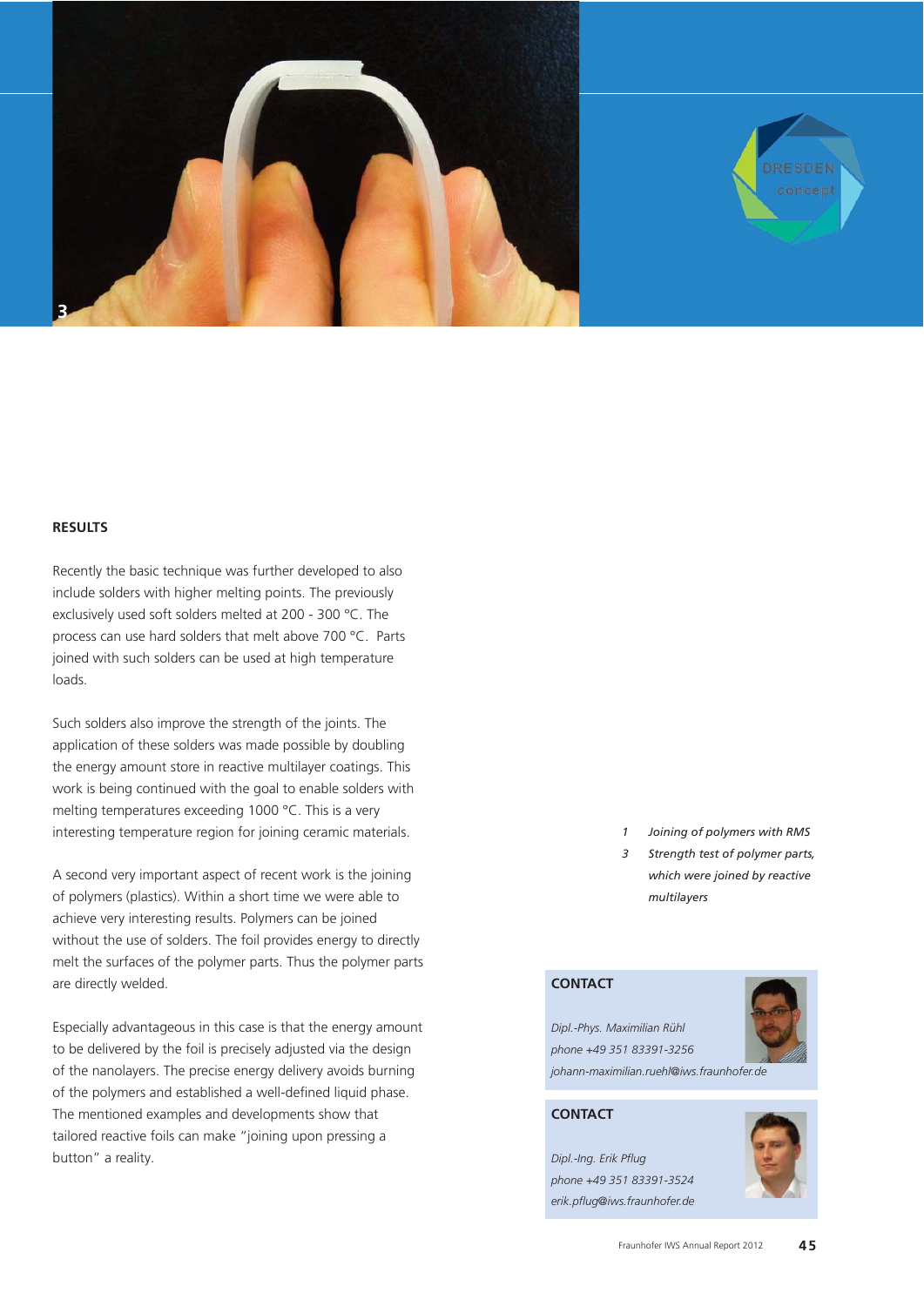## RESULTS

Recently the basic technique was further developed to also include solders with higher melting points. The previously exclusively used soft solders melted at 200 - 300 °C. The process can use hard solders that melt above 700 °C. Parts joined with such solders can be used at high temperature loads.

Such solders also improve the strength of the joints. The application of these solders was made possible by doubling the energy amount store in reactive multilayer coatings. This work is being continued with the goal to enable solders with melting temperatures exceeding 1000 °C. This is a very interesting temperature region for joining ceramic materials.

A second very important aspect of recent work is the joining of polymers (plastics). Within a short time we were able to achieve very interesting results. Polymers can be joined without the use of solders. The foil provides energy to directly melt the surfaces of the polymer parts. Thus the polymer parts are directly welded.

Especially advantageous in this case is that the energy amount to be delivered by the foil is precisely adjusted via the design of the nanolayers. The precise energy delivery avoids burning of the polymers and established a well-defined liquid phase. The mentioned examples and developments show that tailored reactive foils can make "joining upon pressing a button" a reality.

*1 Joining of polymers with RMS*

*3 Strength test of polymer parts, which were joined by reactive multilayers*

**CONTACT**

*Dipl.-Phys. Maximilian Rühl*
*phone +49 351 83391-3256*
*johann-maximilian.ruehl@iws.fraunhofer.de*

**CONTACT**

*Dipl.-Ing. Erik Pflug*
*phone +49 351 83391-3524*
*erik.pflug@iws.fraunhofer.de*